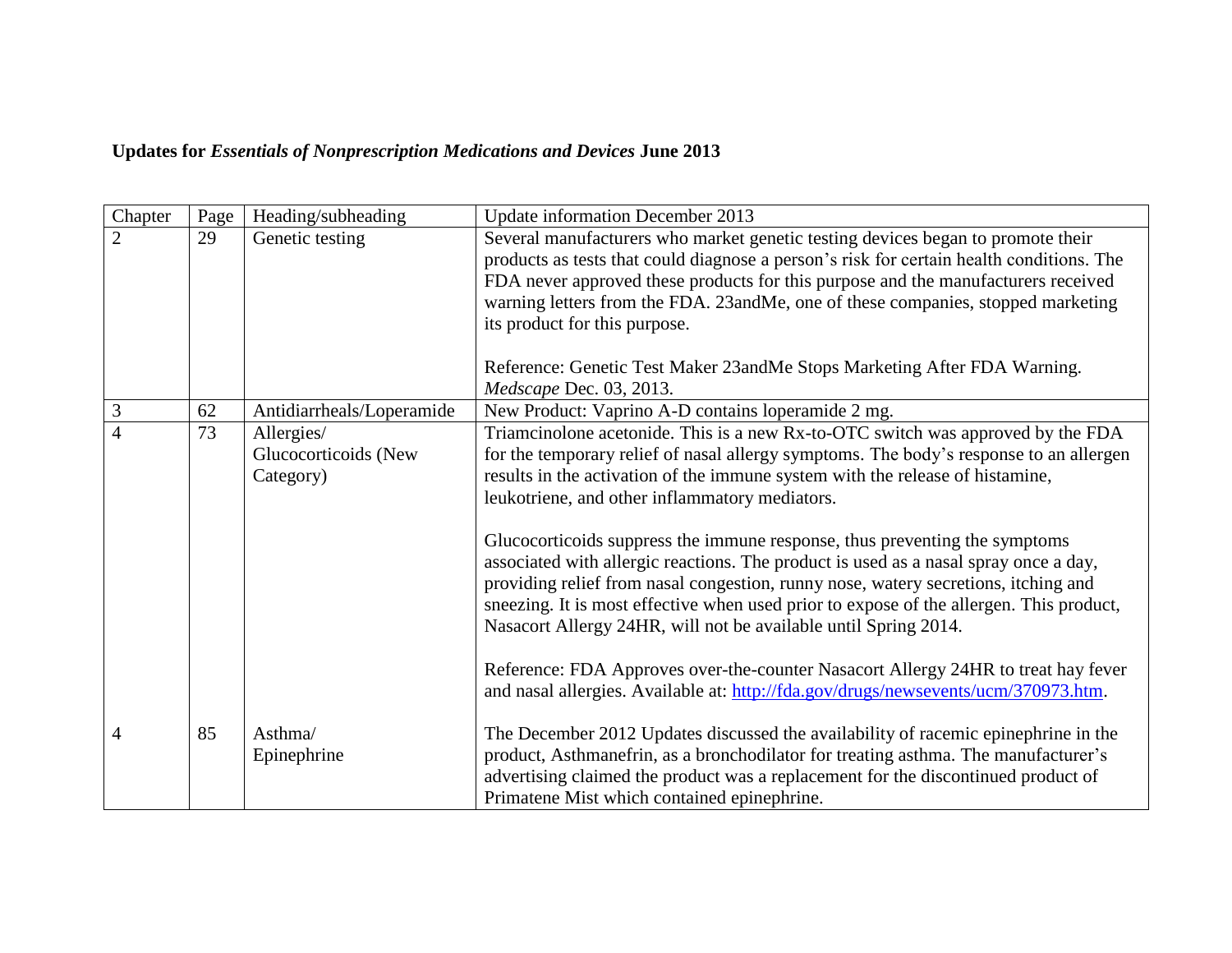**Updates for *Essentials of Nonprescription Medications and Devices* June 2013**

| Chapter | Page | Heading/subheading | Update information December 2013 |
|---|---|---|---|
| 2 | 29 | Genetic testing | Several manufacturers who market genetic testing devices began to promote their products as tests that could diagnose a person's risk for certain health conditions. The FDA never approved these products for this purpose and the manufacturers received warning letters from the FDA. 23andMe, one of these companies, stopped marketing its product for this purpose.<br><br>Reference: Genetic Test Maker 23andMe Stops Marketing After FDA Warning. *Medscape* Dec. 03, 2013. |
| 3 | 62 | Antidiarrheals/Loperamide | New Product: Vaprino A-D contains loperamide 2 mg. |
| 4 | 73 | Allergies/ Glucocorticoids (New Category) | Triamcinolone acetonide. This is a new Rx-to-OTC switch was approved by the FDA for the temporary relief of nasal allergy symptoms. The body's response to an allergen results in the activation of the immune system with the release of histamine, leukotriene, and other inflammatory mediators.<br><br>Glucocorticoids suppress the immune response, thus preventing the symptoms associated with allergic reactions. The product is used as a nasal spray once a day, providing relief from nasal congestion, runny nose, watery secretions, itching and sneezing. It is most effective when used prior to expose of the allergen. This product, Nasacort Allergy 24HR, will not be available until Spring 2014.<br><br>Reference: FDA Approves over-the-counter Nasacort Allergy 24HR to treat hay fever and nasal allergies. Available at: [http://fda.gov/drugs/newsevents/ucm/370973.htm](http://fda.gov/drugs/newsevents/ucm/370973.htm). |
| 4 | 85 | Asthma/ Epinephrine | The December 2012 Updates discussed the availability of racemic epinephrine in the product, Asthmanefrin, as a bronchodilator for treating asthma. The manufacturer's advertising claimed the product was a replacement for the discontinued product of Primatene Mist which contained epinephrine. |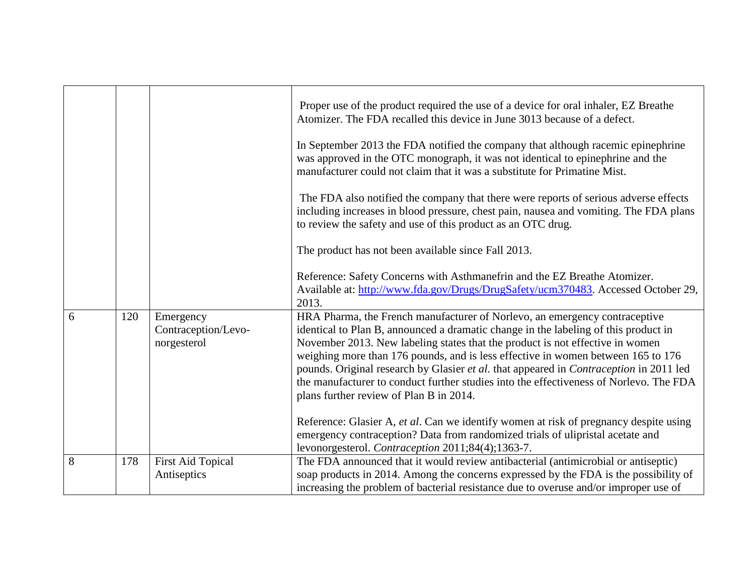| | | | |
|---|---|---|---|
| | | | Proper use of the product required the use of a device for oral inhaler, EZ Breathe Atomizer. The FDA recalled this device in June 3013 because of a defect.<br><br>In September 2013 the FDA notified the company that although racemic epinephrine was approved in the OTC monograph, it was not identical to epinephrine and the manufacturer could not claim that it was a substitute for Primatine Mist.<br><br>The FDA also notified the company that there were reports of serious adverse effects including increases in blood pressure, chest pain, nausea and vomiting. The FDA plans to review the safety and use of this product as an OTC drug.<br><br>The product has not been available since Fall 2013.<br><br>Reference: Safety Concerns with Asthmanefrin and the EZ Breathe Atomizer. Available at: [http://www.fda.gov/Drugs/DrugSafety/ucm370483](http://www.fda.gov/Drugs/DrugSafety/ucm370483). Accessed October 29, 2013. |
| 6 | 120 | Emergency Contraception/Levo-norgesterol | HRA Pharma, the French manufacturer of Norlevo, an emergency contraceptive identical to Plan B, announced a dramatic change in the labeling of this product in November 2013. New labeling states that the product is not effective in women weighing more than 176 pounds, and is less effective in women between 165 to 176 pounds. Original research by Glasier *et al.* that appeared in *Contraception* in 2011 led the manufacturer to conduct further studies into the effectiveness of Norlevo. The FDA plans further review of Plan B in 2014.<br><br>Reference: Glasier A, *et al*. Can we identify women at risk of pregnancy despite using emergency contraception? Data from randomized trials of ulipristal acetate and levonorgesterol. *Contraception* 2011;84(4);1363-7. |
| 8 | 178 | First Aid Topical Antiseptics | The FDA announced that it would review antibacterial (antimicrobial or antiseptic) soap products in 2014. Among the concerns expressed by the FDA is the possibility of increasing the problem of bacterial resistance due to overuse and/or improper use of |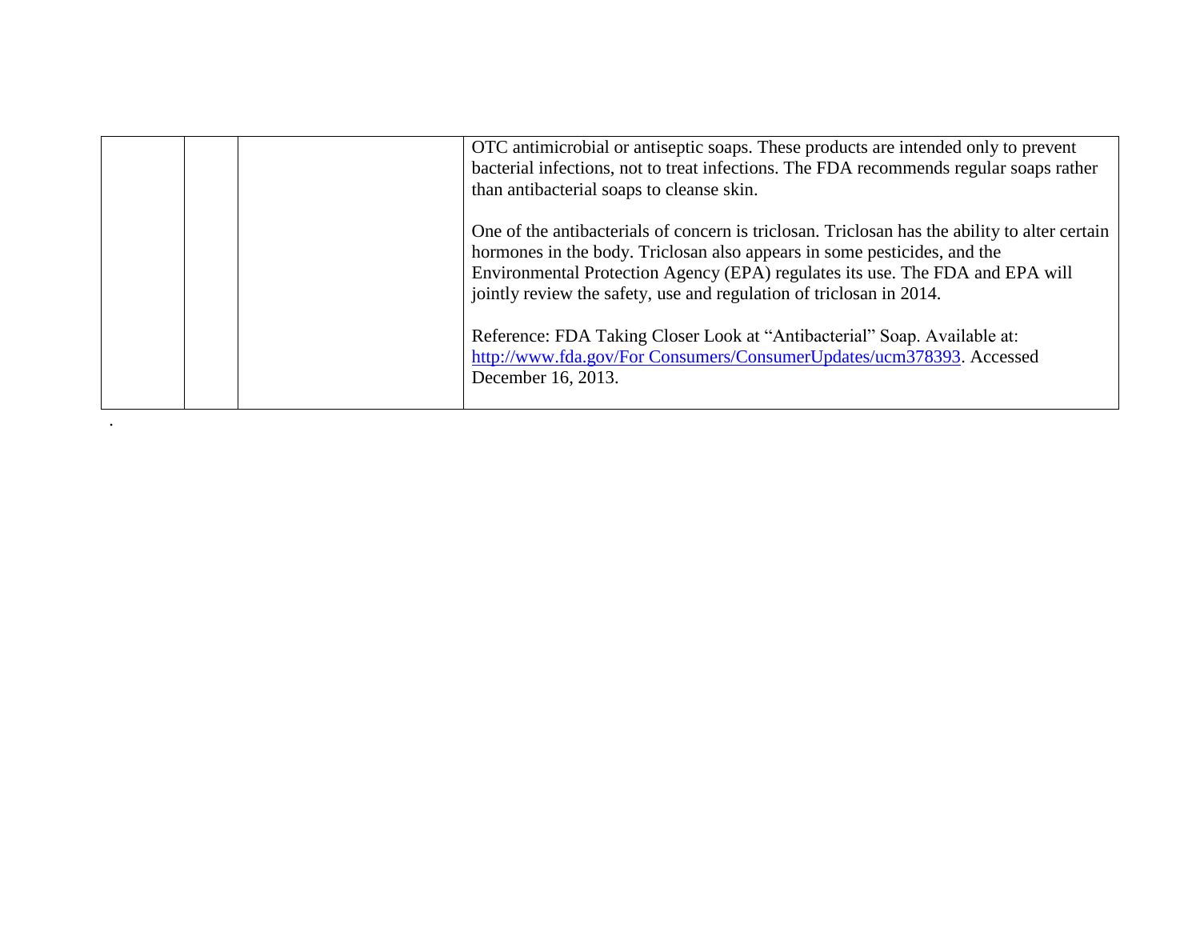| | | | |
|---|---|---|---|
| | | | OTC antimicrobial or antiseptic soaps. These products are intended only to prevent bacterial infections, not to treat infections. The FDA recommends regular soaps rather than antibacterial soaps to cleanse skin.<br><br>One of the antibacterials of concern is triclosan. Triclosan has the ability to alter certain hormones in the body. Triclosan also appears in some pesticides, and the Environmental Protection Agency (EPA) regulates its use. The FDA and EPA will jointly review the safety, use and regulation of triclosan in 2014.<br><br>Reference: FDA Taking Closer Look at "Antibacterial" Soap. Available at: [http://www.fda.gov/For Consumers/ConsumerUpdates/ucm378393](http://www.fda.gov/For Consumers/ConsumerUpdates/ucm378393). Accessed December 16, 2013. |

.